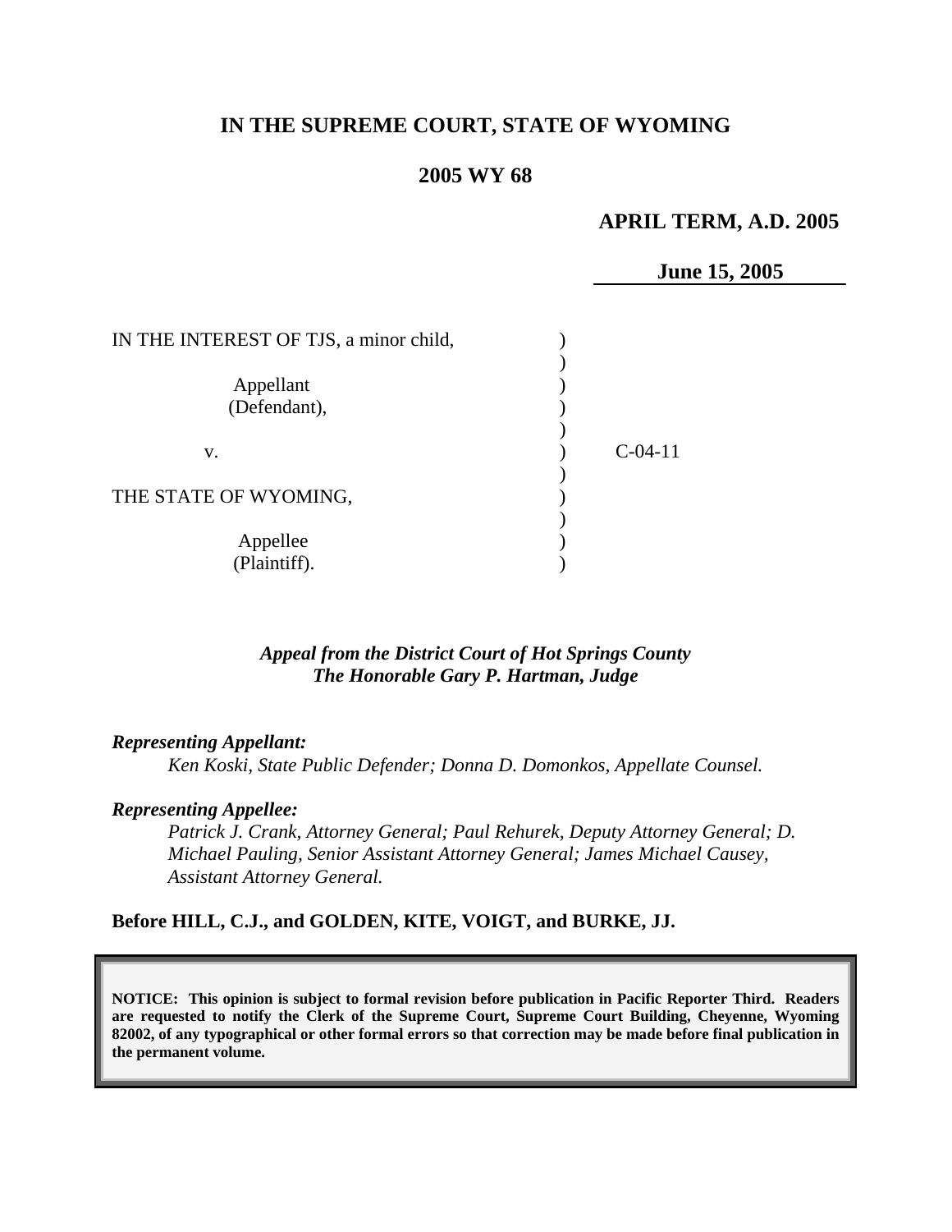**IN THE SUPREME COURT, STATE OF WYOMING**

**2005 WY 68**

**APRIL TERM, A.D. 2005**

**June 15, 2005**

| | | |
|---|---|---|
| IN THE INTEREST OF TJS, a minor child, | ) | |
| | ) | |
| Appellant | ) | |
| (Defendant), | ) | |
| | ) | |
| v. | ) | C-04-11 |
| | ) | |
| THE STATE OF WYOMING, | ) | |
| | ) | |
| Appellee | ) | |
| (Plaintiff). | ) | |

*Appeal from the District Court of Hot Springs County*
*The Honorable Gary P. Hartman, Judge*

***Representing Appellant:***

*Ken Koski, State Public Defender; Donna D. Domonkos, Appellate Counsel.*

***Representing Appellee:***

*Patrick J. Crank, Attorney General; Paul Rehurek, Deputy Attorney General; D. Michael Pauling, Senior Assistant Attorney General; James Michael Causey, Assistant Attorney General.*

**Before HILL, C.J., and GOLDEN, KITE, VOIGT, and BURKE, JJ.**

**NOTICE: This opinion is subject to formal revision before publication in Pacific Reporter Third. Readers are requested to notify the Clerk of the Supreme Court, Supreme Court Building, Cheyenne, Wyoming 82002, of any typographical or other formal errors so that correction may be made before final publication in the permanent volume.**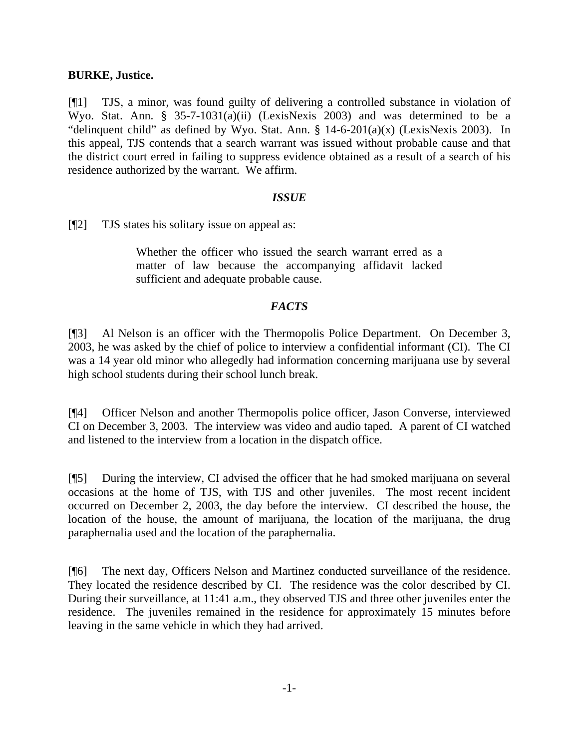**BURKE, Justice.**

[¶1] TJS, a minor, was found guilty of delivering a controlled substance in violation of Wyo. Stat. Ann. § 35-7-1031(a)(ii) (LexisNexis 2003) and was determined to be a "delinquent child" as defined by Wyo. Stat. Ann. § 14-6-201(a)(x) (LexisNexis 2003). In this appeal, TJS contends that a search warrant was issued without probable cause and that the district court erred in failing to suppress evidence obtained as a result of a search of his residence authorized by the warrant. We affirm.

### *ISSUE*

[¶2] TJS states his solitary issue on appeal as:

> Whether the officer who issued the search warrant erred as a matter of law because the accompanying affidavit lacked sufficient and adequate probable cause.

### *FACTS*

[¶3] Al Nelson is an officer with the Thermopolis Police Department. On December 3, 2003, he was asked by the chief of police to interview a confidential informant (CI). The CI was a 14 year old minor who allegedly had information concerning marijuana use by several high school students during their school lunch break.

[¶4] Officer Nelson and another Thermopolis police officer, Jason Converse, interviewed CI on December 3, 2003. The interview was video and audio taped. A parent of CI watched and listened to the interview from a location in the dispatch office.

[¶5] During the interview, CI advised the officer that he had smoked marijuana on several occasions at the home of TJS, with TJS and other juveniles. The most recent incident occurred on December 2, 2003, the day before the interview. CI described the house, the location of the house, the amount of marijuana, the location of the marijuana, the drug paraphernalia used and the location of the paraphernalia.

[¶6] The next day, Officers Nelson and Martinez conducted surveillance of the residence. They located the residence described by CI. The residence was the color described by CI. During their surveillance, at 11:41 a.m., they observed TJS and three other juveniles enter the residence. The juveniles remained in the residence for approximately 15 minutes before leaving in the same vehicle in which they had arrived.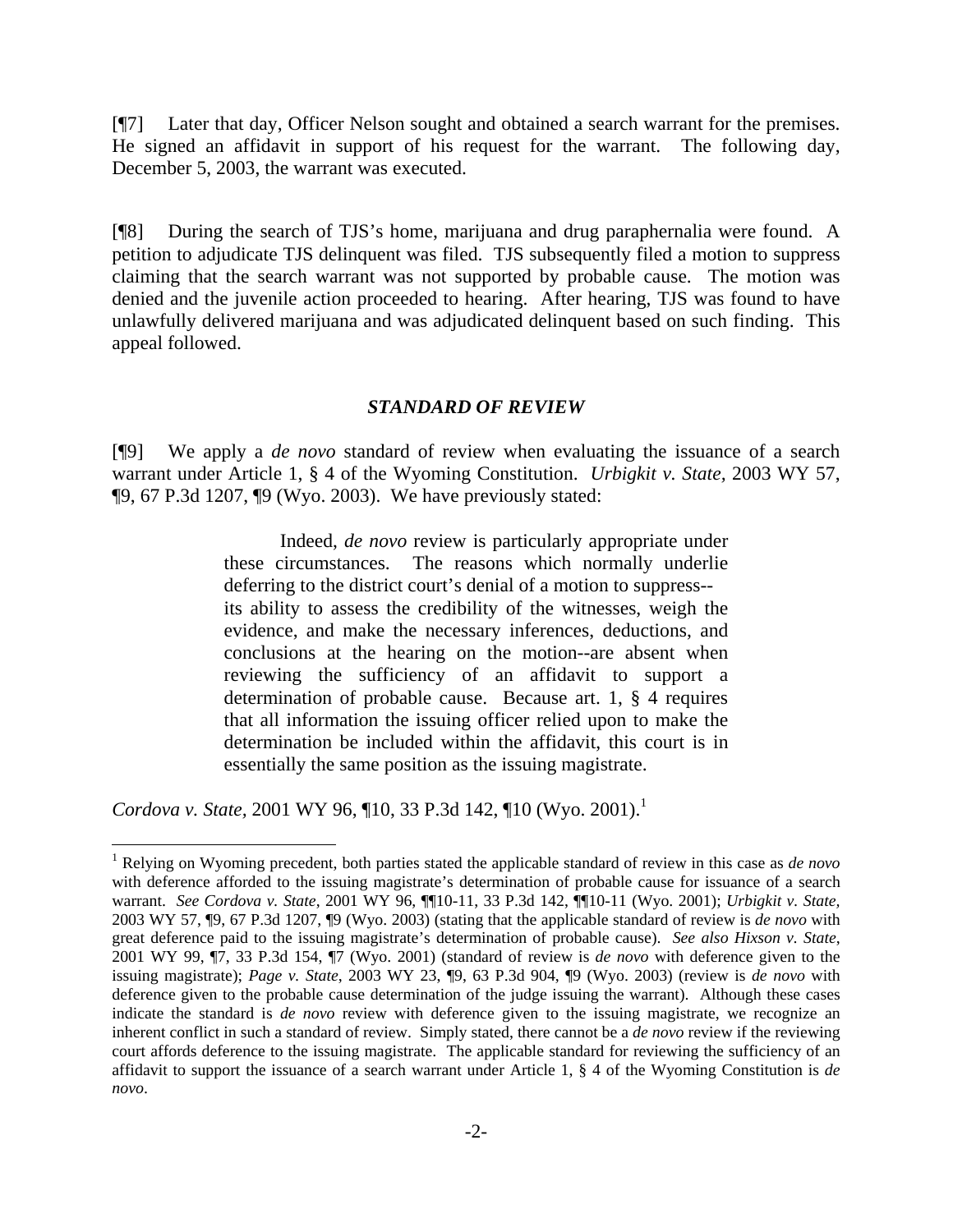[¶7] Later that day, Officer Nelson sought and obtained a search warrant for the premises. He signed an affidavit in support of his request for the warrant. The following day, December 5, 2003, the warrant was executed.

[¶8] During the search of TJS's home, marijuana and drug paraphernalia were found. A petition to adjudicate TJS delinquent was filed. TJS subsequently filed a motion to suppress claiming that the search warrant was not supported by probable cause. The motion was denied and the juvenile action proceeded to hearing. After hearing, TJS was found to have unlawfully delivered marijuana and was adjudicated delinquent based on such finding. This appeal followed.

### *STANDARD OF REVIEW*

[¶9] We apply a *de novo* standard of review when evaluating the issuance of a search warrant under Article 1, § 4 of the Wyoming Constitution. *Urbigkit v. State*, 2003 WY 57, ¶9, 67 P.3d 1207, ¶9 (Wyo. 2003). We have previously stated:

> Indeed, *de novo* review is particularly appropriate under these circumstances. The reasons which normally underlie deferring to the district court's denial of a motion to suppress--its ability to assess the credibility of the witnesses, weigh the evidence, and make the necessary inferences, deductions, and conclusions at the hearing on the motion--are absent when reviewing the sufficiency of an affidavit to support a determination of probable cause. Because art. 1, § 4 requires that all information the issuing officer relied upon to make the determination be included within the affidavit, this court is in essentially the same position as the issuing magistrate.

*Cordova v. State*, 2001 WY 96, ¶10, 33 P.3d 142, ¶10 (Wyo. 2001).[1]

---

[1] Relying on Wyoming precedent, both parties stated the applicable standard of review in this case as *de novo* with deference afforded to the issuing magistrate's determination of probable cause for issuance of a search warrant. *See Cordova v. State*, 2001 WY 96, ¶¶10-11, 33 P.3d 142, ¶¶10-11 (Wyo. 2001); *Urbigkit v. State*, 2003 WY 57, ¶9, 67 P.3d 1207, ¶9 (Wyo. 2003) (stating that the applicable standard of review is *de novo* with great deference paid to the issuing magistrate's determination of probable cause). *See also Hixson v. State*, 2001 WY 99, ¶7, 33 P.3d 154, ¶7 (Wyo. 2001) (standard of review is *de novo* with deference given to the issuing magistrate); *Page v. State*, 2003 WY 23, ¶9, 63 P.3d 904, ¶9 (Wyo. 2003) (review is *de novo* with deference given to the probable cause determination of the judge issuing the warrant). Although these cases indicate the standard is *de novo* review with deference given to the issuing magistrate, we recognize an inherent conflict in such a standard of review. Simply stated, there cannot be a *de novo* review if the reviewing court affords deference to the issuing magistrate. The applicable standard for reviewing the sufficiency of an affidavit to support the issuance of a search warrant under Article 1, § 4 of the Wyoming Constitution is *de novo*.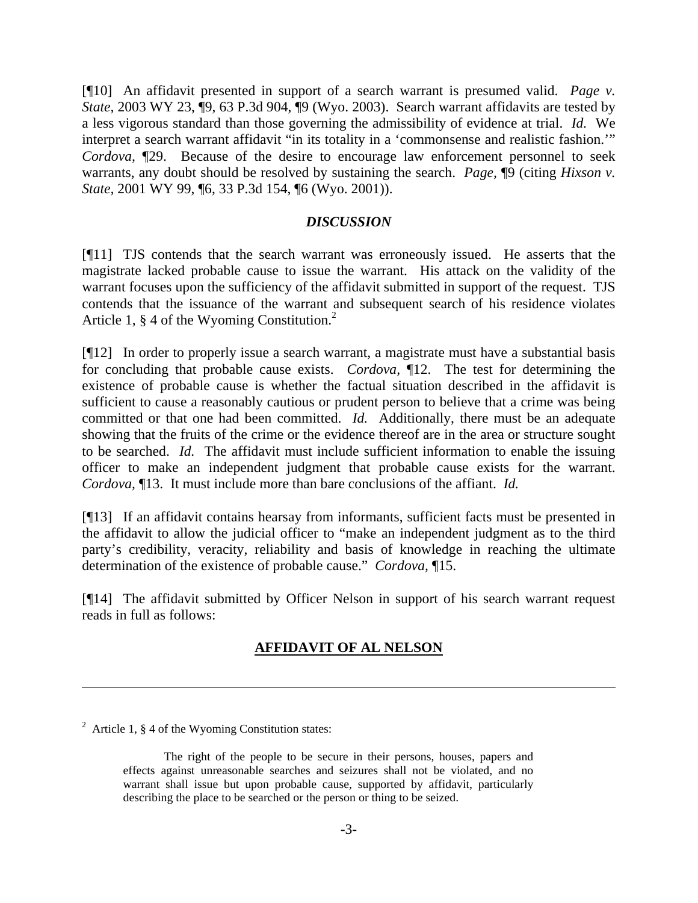[¶10] An affidavit presented in support of a search warrant is presumed valid. *Page v. State,* 2003 WY 23, ¶9, 63 P.3d 904, ¶9 (Wyo. 2003). Search warrant affidavits are tested by a less vigorous standard than those governing the admissibility of evidence at trial. *Id.* We interpret a search warrant affidavit "in its totality in a 'commonsense and realistic fashion.'" *Cordova,* ¶29. Because of the desire to encourage law enforcement personnel to seek warrants, any doubt should be resolved by sustaining the search. *Page,* ¶9 (citing *Hixson v. State,* 2001 WY 99, ¶6, 33 P.3d 154, ¶6 (Wyo. 2001)).

## *DISCUSSION*

[¶11] TJS contends that the search warrant was erroneously issued. He asserts that the magistrate lacked probable cause to issue the warrant. His attack on the validity of the warrant focuses upon the sufficiency of the affidavit submitted in support of the request. TJS contends that the issuance of the warrant and subsequent search of his residence violates Article 1, § 4 of the Wyoming Constitution.[2]

[¶12] In order to properly issue a search warrant, a magistrate must have a substantial basis for concluding that probable cause exists. *Cordova,* ¶12. The test for determining the existence of probable cause is whether the factual situation described in the affidavit is sufficient to cause a reasonably cautious or prudent person to believe that a crime was being committed or that one had been committed. *Id.* Additionally, there must be an adequate showing that the fruits of the crime or the evidence thereof are in the area or structure sought to be searched. *Id.* The affidavit must include sufficient information to enable the issuing officer to make an independent judgment that probable cause exists for the warrant. *Cordova,* ¶13. It must include more than bare conclusions of the affiant. *Id.*

[¶13] If an affidavit contains hearsay from informants, sufficient facts must be presented in the affidavit to allow the judicial officer to "make an independent judgment as to the third party's credibility, veracity, reliability and basis of knowledge in reaching the ultimate determination of the existence of probable cause." *Cordova,* ¶15.

[¶14] The affidavit submitted by Officer Nelson in support of his search warrant request reads in full as follows:

**AFFIDAVIT OF AL NELSON**

---

[2] Article 1, § 4 of the Wyoming Constitution states:

> The right of the people to be secure in their persons, houses, papers and effects against unreasonable searches and seizures shall not be violated, and no warrant shall issue but upon probable cause, supported by affidavit, particularly describing the place to be searched or the person or thing to be seized.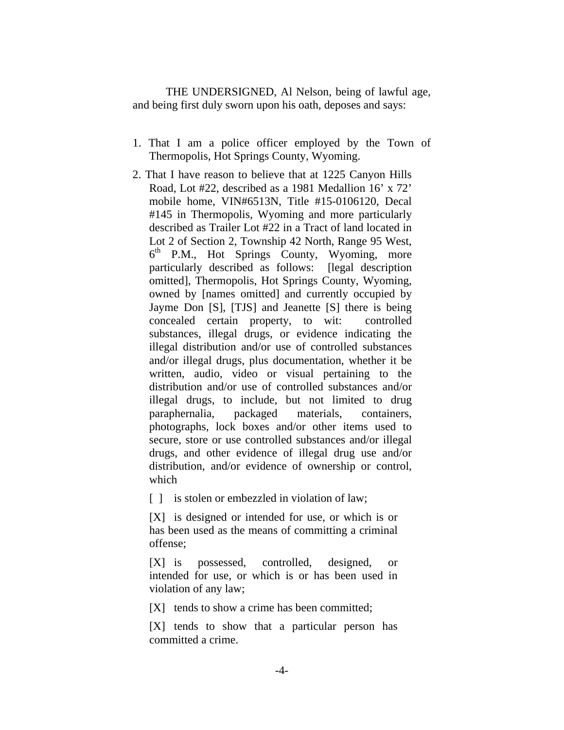THE UNDERSIGNED, Al Nelson, being of lawful age, and being first duly sworn upon his oath, deposes and says:

1. That I am a police officer employed by the Town of Thermopolis, Hot Springs County, Wyoming.

2. That I have reason to believe that at 1225 Canyon Hills Road, Lot #22, described as a 1981 Medallion 16' x 72' mobile home, VIN#6513N, Title #15-0106120, Decal #145 in Thermopolis, Wyoming and more particularly described as Trailer Lot #22 in a Tract of land located in Lot 2 of Section 2, Township 42 North, Range 95 West, 6th P.M., Hot Springs County, Wyoming, more particularly described as follows: [legal description omitted], Thermopolis, Hot Springs County, Wyoming, owned by [names omitted] and currently occupied by Jayme Don [S], [TJS] and Jeanette [S] there is being concealed certain property, to wit: controlled substances, illegal drugs, or evidence indicating the illegal distribution and/or use of controlled substances and/or illegal drugs, plus documentation, whether it be written, audio, video or visual pertaining to the distribution and/or use of controlled substances and/or illegal drugs, to include, but not limited to drug paraphernalia, packaged materials, containers, photographs, lock boxes and/or other items used to secure, store or use controlled substances and/or illegal drugs, and other evidence of illegal drug use and/or distribution, and/or evidence of ownership or control, which

   [ ] is stolen or embezzled in violation of law;

   [X] is designed or intended for use, or which is or has been used as the means of committing a criminal offense;

   [X] is possessed, controlled, designed, or intended for use, or which is or has been used in violation of any law;

   [X] tends to show a crime has been committed;

   [X] tends to show that a particular person has committed a crime.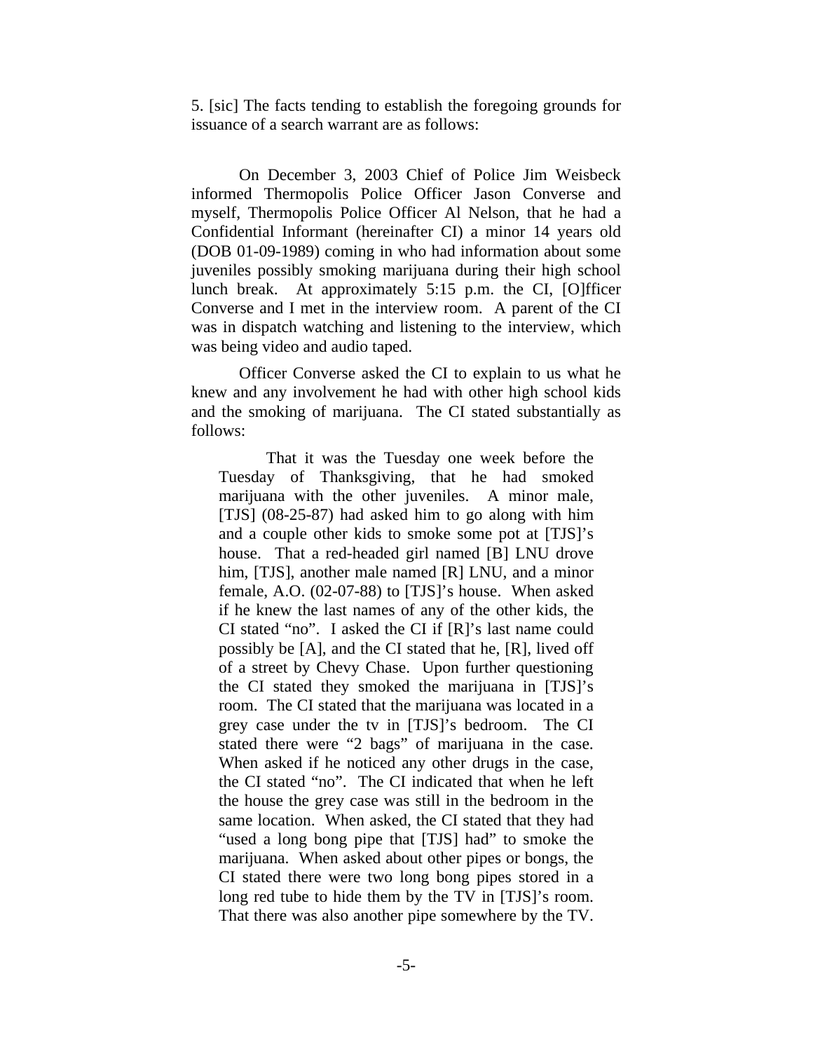5. [sic] The facts tending to establish the foregoing grounds for issuance of a search warrant are as follows:

On December 3, 2003 Chief of Police Jim Weisbeck informed Thermopolis Police Officer Jason Converse and myself, Thermopolis Police Officer Al Nelson, that he had a Confidential Informant (hereinafter CI) a minor 14 years old (DOB 01-09-1989) coming in who had information about some juveniles possibly smoking marijuana during their high school lunch break. At approximately 5:15 p.m. the CI, [O]fficer Converse and I met in the interview room. A parent of the CI was in dispatch watching and listening to the interview, which was being video and audio taped.

Officer Converse asked the CI to explain to us what he knew and any involvement he had with other high school kids and the smoking of marijuana. The CI stated substantially as follows:

> That it was the Tuesday one week before the Tuesday of Thanksgiving, that he had smoked marijuana with the other juveniles. A minor male, [TJS] (08-25-87) had asked him to go along with him and a couple other kids to smoke some pot at [TJS]'s house. That a red-headed girl named [B] LNU drove him, [TJS], another male named [R] LNU, and a minor female, A.O. (02-07-88) to [TJS]'s house. When asked if he knew the last names of any of the other kids, the CI stated "no". I asked the CI if [R]'s last name could possibly be [A], and the CI stated that he, [R], lived off of a street by Chevy Chase. Upon further questioning the CI stated they smoked the marijuana in [TJS]'s room. The CI stated that the marijuana was located in a grey case under the tv in [TJS]'s bedroom. The CI stated there were "2 bags" of marijuana in the case. When asked if he noticed any other drugs in the case, the CI stated "no". The CI indicated that when he left the house the grey case was still in the bedroom in the same location. When asked, the CI stated that they had "used a long bong pipe that [TJS] had" to smoke the marijuana. When asked about other pipes or bongs, the CI stated there were two long bong pipes stored in a long red tube to hide them by the TV in [TJS]'s room. That there was also another pipe somewhere by the TV.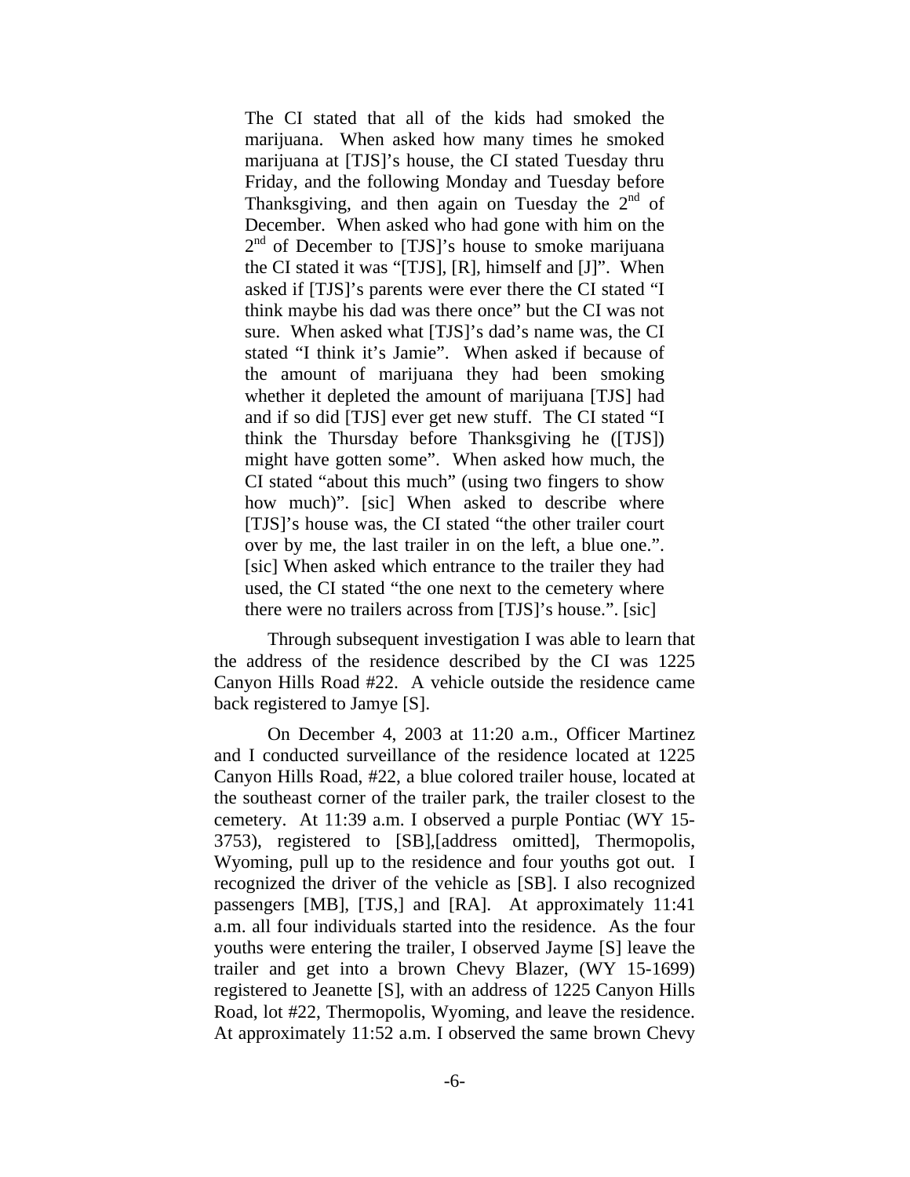> The CI stated that all of the kids had smoked the marijuana. When asked how many times he smoked marijuana at [TJS]'s house, the CI stated Tuesday thru Friday, and the following Monday and Tuesday before Thanksgiving, and then again on Tuesday the 2nd of December. When asked who had gone with him on the 2nd of December to [TJS]'s house to smoke marijuana the CI stated it was "[TJS], [R], himself and [J]". When asked if [TJS]'s parents were ever there the CI stated "I think maybe his dad was there once" but the CI was not sure. When asked what [TJS]'s dad's name was, the CI stated "I think it's Jamie". When asked if because of the amount of marijuana they had been smoking whether it depleted the amount of marijuana [TJS] had and if so did [TJS] ever get new stuff. The CI stated "I think the Thursday before Thanksgiving he ([TJS]) might have gotten some". When asked how much, the CI stated "about this much" (using two fingers to show how much)". [sic] When asked to describe where [TJS]'s house was, the CI stated "the other trailer court over by me, the last trailer in on the left, a blue one.". [sic] When asked which entrance to the trailer they had used, the CI stated "the one next to the cemetery where there were no trailers across from [TJS]'s house.". [sic]
>
> Through subsequent investigation I was able to learn that the address of the residence described by the CI was 1225 Canyon Hills Road #22. A vehicle outside the residence came back registered to Jamye [S].
>
> On December 4, 2003 at 11:20 a.m., Officer Martinez and I conducted surveillance of the residence located at 1225 Canyon Hills Road, #22, a blue colored trailer house, located at the southeast corner of the trailer park, the trailer closest to the cemetery. At 11:39 a.m. I observed a purple Pontiac (WY 15-3753), registered to [SB],[address omitted], Thermopolis, Wyoming, pull up to the residence and four youths got out. I recognized the driver of the vehicle as [SB]. I also recognized passengers [MB], [TJS,] and [RA]. At approximately 11:41 a.m. all four individuals started into the residence. As the four youths were entering the trailer, I observed Jayme [S] leave the trailer and get into a brown Chevy Blazer, (WY 15-1699) registered to Jeanette [S], with an address of 1225 Canyon Hills Road, lot #22, Thermopolis, Wyoming, and leave the residence. At approximately 11:52 a.m. I observed the same brown Chevy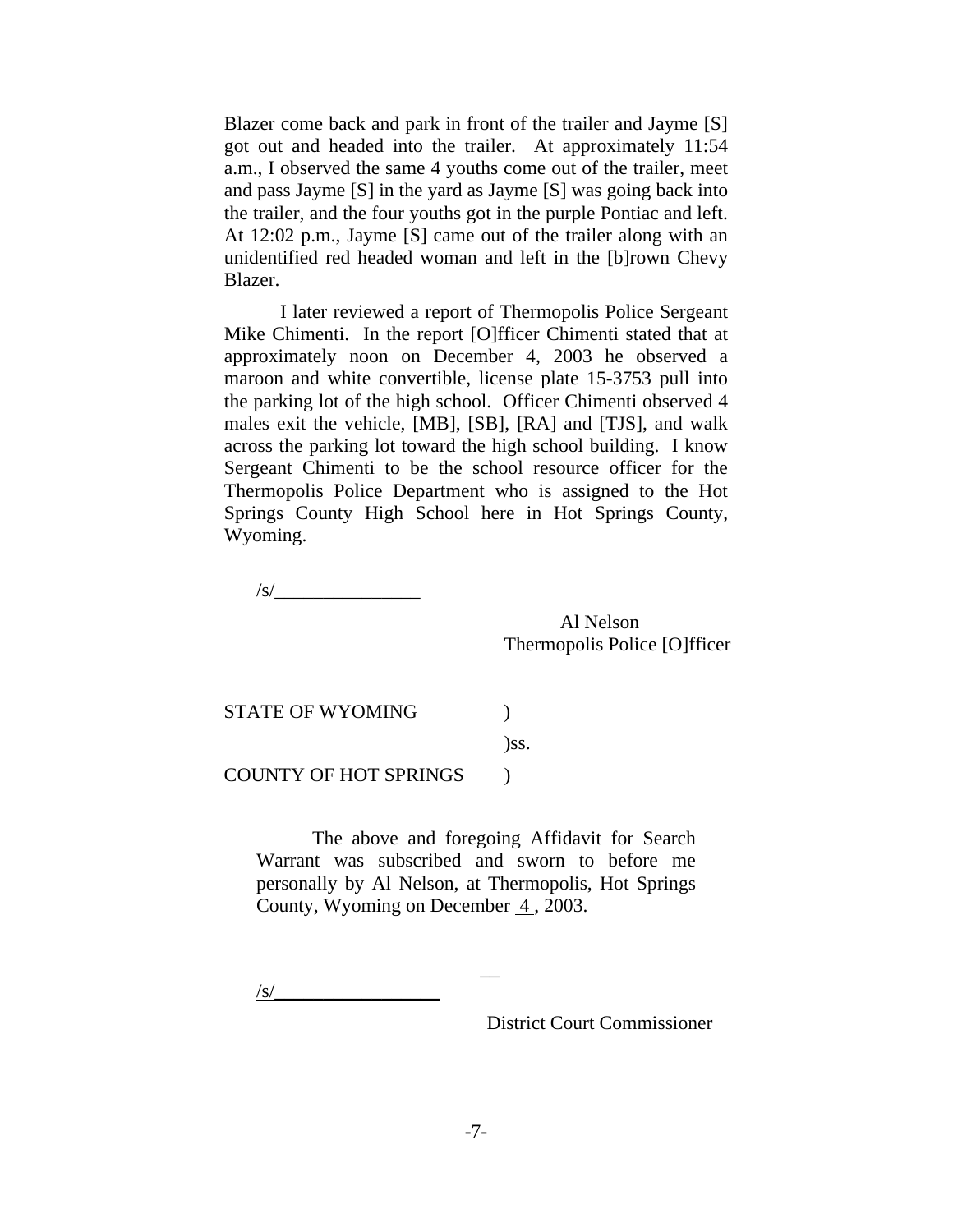Blazer come back and park in front of the trailer and Jayme [S] got out and headed into the trailer. At approximately 11:54 a.m., I observed the same 4 youths come out of the trailer, meet and pass Jayme [S] in the yard as Jayme [S] was going back into the trailer, and the four youths got in the purple Pontiac and left. At 12:02 p.m., Jayme [S] came out of the trailer along with an unidentified red headed woman and left in the [b]rown Chevy Blazer.

I later reviewed a report of Thermopolis Police Sergeant Mike Chimenti. In the report [O]fficer Chimenti stated that at approximately noon on December 4, 2003 he observed a maroon and white convertible, license plate 15-3753 pull into the parking lot of the high school. Officer Chimenti observed 4 males exit the vehicle, [MB], [SB], [RA] and [TJS], and walk across the parking lot toward the high school building. I know Sergeant Chimenti to be the school resource officer for the Thermopolis Police Department who is assigned to the Hot Springs County High School here in Hot Springs County, Wyoming.

/s/________________________

Al Nelson
Thermopolis Police [O]fficer

STATE OF WYOMING )
)ss.
COUNTY OF HOT SPRINGS )

The above and foregoing Affidavit for Search Warrant was subscribed and sworn to before me personally by Al Nelson, at Thermopolis, Hot Springs County, Wyoming on December 4, 2003.

/s/__________________

District Court Commissioner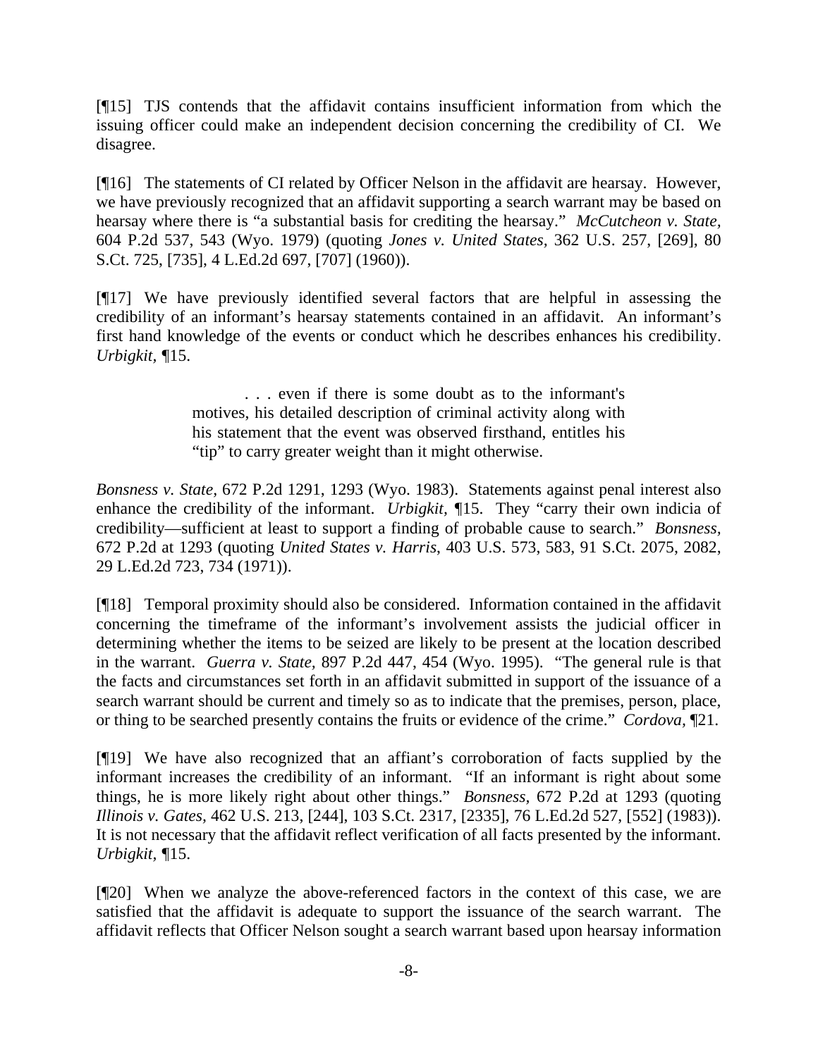[¶15] TJS contends that the affidavit contains insufficient information from which the issuing officer could make an independent decision concerning the credibility of CI. We disagree.

[¶16] The statements of CI related by Officer Nelson in the affidavit are hearsay. However, we have previously recognized that an affidavit supporting a search warrant may be based on hearsay where there is "a substantial basis for crediting the hearsay." *McCutcheon v. State*, 604 P.2d 537, 543 (Wyo. 1979) (quoting *Jones v. United States*, 362 U.S. 257, [269], 80 S.Ct. 725, [735], 4 L.Ed.2d 697, [707] (1960)).

[¶17] We have previously identified several factors that are helpful in assessing the credibility of an informant's hearsay statements contained in an affidavit. An informant's first hand knowledge of the events or conduct which he describes enhances his credibility. *Urbigkit*, ¶15.

> . . . even if there is some doubt as to the informant's motives, his detailed description of criminal activity along with his statement that the event was observed firsthand, entitles his "tip" to carry greater weight than it might otherwise.

*Bonsness v. State*, 672 P.2d 1291, 1293 (Wyo. 1983). Statements against penal interest also enhance the credibility of the informant. *Urbigkit*, ¶15. They "carry their own indicia of credibility—sufficient at least to support a finding of probable cause to search." *Bonsness*, 672 P.2d at 1293 (quoting *United States v. Harris*, 403 U.S. 573, 583, 91 S.Ct. 2075, 2082, 29 L.Ed.2d 723, 734 (1971)).

[¶18] Temporal proximity should also be considered. Information contained in the affidavit concerning the timeframe of the informant's involvement assists the judicial officer in determining whether the items to be seized are likely to be present at the location described in the warrant. *Guerra v. State*, 897 P.2d 447, 454 (Wyo. 1995). "The general rule is that the facts and circumstances set forth in an affidavit submitted in support of the issuance of a search warrant should be current and timely so as to indicate that the premises, person, place, or thing to be searched presently contains the fruits or evidence of the crime." *Cordova*, ¶21.

[¶19] We have also recognized that an affiant's corroboration of facts supplied by the informant increases the credibility of an informant. "If an informant is right about some things, he is more likely right about other things." *Bonsness*, 672 P.2d at 1293 (quoting *Illinois v. Gates*, 462 U.S. 213, [244], 103 S.Ct. 2317, [2335], 76 L.Ed.2d 527, [552] (1983)). It is not necessary that the affidavit reflect verification of all facts presented by the informant. *Urbigkit*, ¶15.

[¶20] When we analyze the above-referenced factors in the context of this case, we are satisfied that the affidavit is adequate to support the issuance of the search warrant. The affidavit reflects that Officer Nelson sought a search warrant based upon hearsay information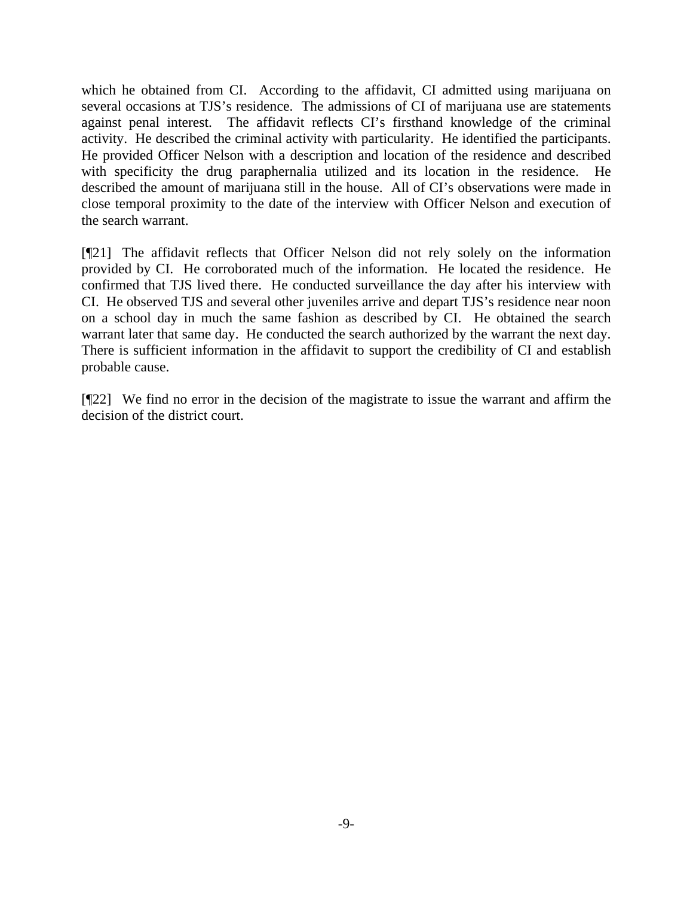which he obtained from CI. According to the affidavit, CI admitted using marijuana on several occasions at TJS's residence. The admissions of CI of marijuana use are statements against penal interest. The affidavit reflects CI's firsthand knowledge of the criminal activity. He described the criminal activity with particularity. He identified the participants. He provided Officer Nelson with a description and location of the residence and described with specificity the drug paraphernalia utilized and its location in the residence. He described the amount of marijuana still in the house. All of CI's observations were made in close temporal proximity to the date of the interview with Officer Nelson and execution of the search warrant.

[¶21] The affidavit reflects that Officer Nelson did not rely solely on the information provided by CI. He corroborated much of the information. He located the residence. He confirmed that TJS lived there. He conducted surveillance the day after his interview with CI. He observed TJS and several other juveniles arrive and depart TJS's residence near noon on a school day in much the same fashion as described by CI. He obtained the search warrant later that same day. He conducted the search authorized by the warrant the next day. There is sufficient information in the affidavit to support the credibility of CI and establish probable cause.

[¶22] We find no error in the decision of the magistrate to issue the warrant and affirm the decision of the district court.